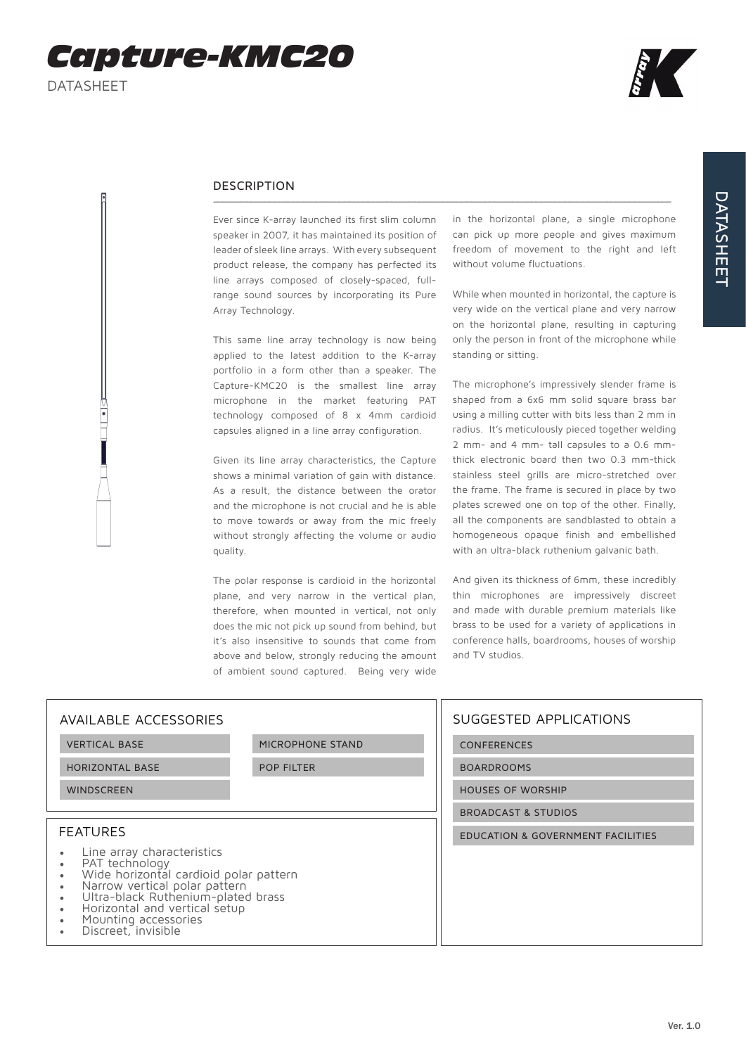# Capture-KMC20

DATASHEET

## DESCRIPTION

Ever since K-array launched its first slim column speaker in 2007, it has maintained its position of leader of sleek line arrays. With every subsequent product release, the company has perfected its line arrays composed of closely-spaced, full-range sound sources by incorporating its Pure Array Technology.

This same line array technology is now being applied to the latest addition to the K-array portfolio in a form other than a speaker. The Capture-KMC20 is the smallest line array microphone in the market featuring PAT technology composed of 8 x 4mm cardioid capsules aligned in a line array configuration.

Given its line array characteristics, the Capture shows a minimal variation of gain with distance. As a result, the distance between the orator and the microphone is not crucial and he is able to move towards or away from the mic freely without strongly affecting the volume or audio quality.

The polar response is cardioid in the horizontal plane, and very narrow in the vertical plan, therefore, when mounted in vertical, not only does the mic not pick up sound from behind, but it's also insensitive to sounds that come from above and below, strongly reducing the amount of ambient sound captured. Being very wide in the horizontal plane, a single microphone can pick up more people and gives maximum freedom of movement to the right and left without volume fluctuations.

While when mounted in horizontal, the capture is very wide on the vertical plane and very narrow on the horizontal plane, resulting in capturing only the person in front of the microphone while standing or sitting.

The microphone's impressively slender frame is shaped from a 6x6 mm solid square brass bar using a milling cutter with bits less than 2 mm in radius. It's meticulously pieced together welding 2 mm- and 4 mm- tall capsules to a 0.6 mm-thick electronic board then two 0.3 mm-thick stainless steel grills are micro-stretched over the frame. The frame is secured in place by two plates screwed one on top of the other. Finally, all the components are sandblasted to obtain a homogeneous opaque finish and embellished with an ultra-black ruthenium galvanic bath.

And given its thickness of 6mm, these incredibly thin microphones are impressively discreet and made with durable premium materials like brass to be used for a variety of applications in conference halls, boardrooms, houses of worship and TV studios.

## AVAILABLE ACCESSORIES

- VERTICAL BASE
- HORIZONTAL BASE
- WINDSCREEN
- MICROPHONE STAND
- POP FILTER

## FEATURES

- Line array characteristics
- PAT technology
- Wide horizontal cardioid polar pattern
- Narrow vertical polar pattern
- Ultra-black Ruthenium-plated brass
- Horizontal and vertical setup
- Mounting accessories
- Discreet, invisible

## SUGGESTED APPLICATIONS

- CONFERENCES
- BOARDROOMS
- HOUSES OF WORSHIP
- BROADCAST & STUDIOS
- EDUCATION & GOVERNMENT FACILITIES

Ver. 1.0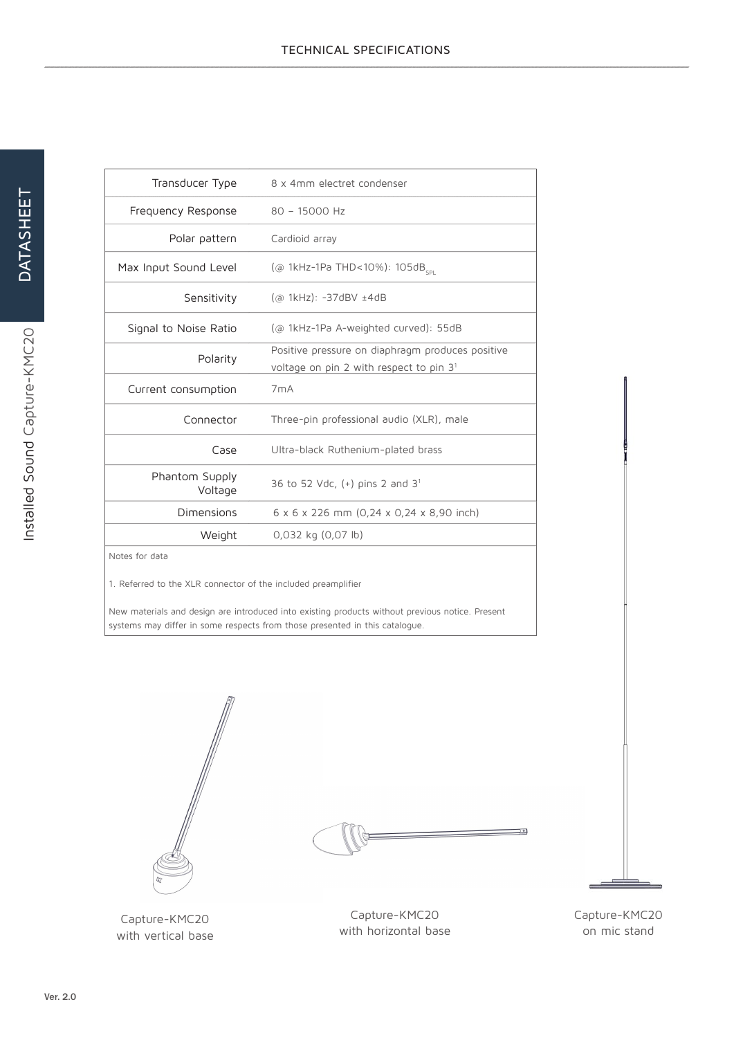## TECHNICAL SPECIFICATIONS

| | |
|---|---|
| Transducer Type | 8 x 4mm electret condenser |
| Frequency Response | 80 – 15000 Hz |
| Polar pattern | Cardioid array |
| Max Input Sound Level | (@ 1kHz-1Pa THD<10%): 105dB$_{SPL}$ |
| Sensitivity | (@ 1kHz): -37dBV ±4dB |
| Signal to Noise Ratio | (@ 1kHz-1Pa A-weighted curved): 55dB |
| Polarity | Positive pressure on diaphragm produces positive voltage on pin 2 with respect to pin 3[1] |
| Current consumption | 7mA |
| Connector | Three-pin professional audio (XLR), male |
| Case | Ultra-black Ruthenium-plated brass |
| Phantom Supply Voltage | 36 to 52 Vdc, (+) pins 2 and 3[1] |
| Dimensions | 6 x 6 x 226 mm (0,24 x 0,24 x 8,90 inch) |
| Weight | 0,032 kg (0,07 lb) |

Notes for data

1. Referred to the XLR connector of the included preamplifier

New materials and design are introduced into existing products without previous notice. Present systems may differ in some respects from those presented in this catalogue.

Capture-KMC20 with vertical base

Capture-KMC20 with horizontal base

Capture-KMC20 on mic stand